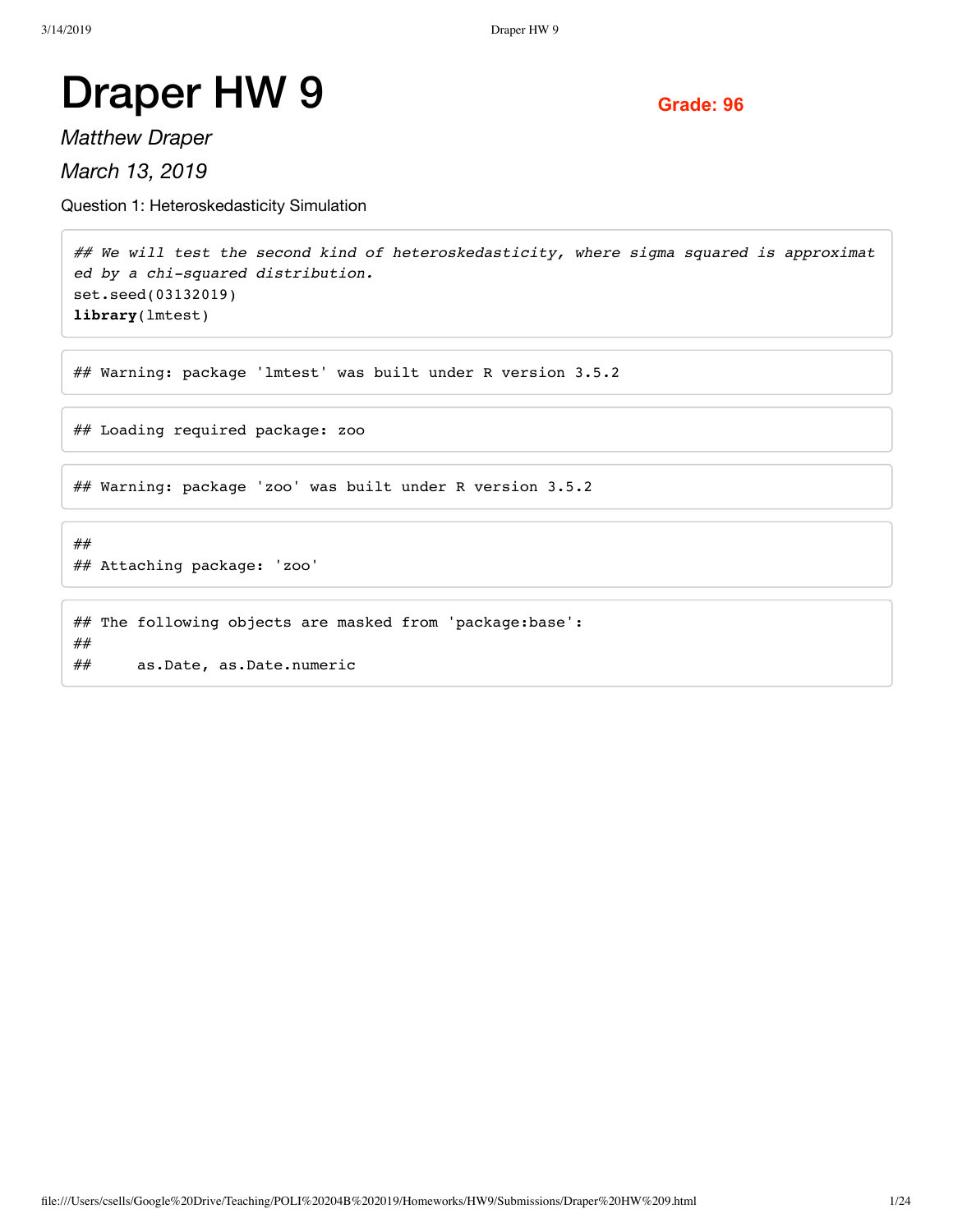# Draper HW 9

**Grade: 96**

*Matthew Draper*

*March 13, 2019*

Question 1: Heteroskedasticity Simulation

```
## We will test the second kind of heteroskedasticity, where sigma squared is approximat
ed by a chi-squared distribution.
set.seed(03132019)
library(lmtest)
```

```
## Warning: package 'lmtest' was built under R version 3.5.2
```

```
## Loading required package: zoo
```

```
## Warning: package 'zoo' was built under R version 3.5.2
```

```
##
## Attaching package: 'zoo'
```

```
## The following objects are masked from 'package:base':
##
##     as.Date, as.Date.numeric
```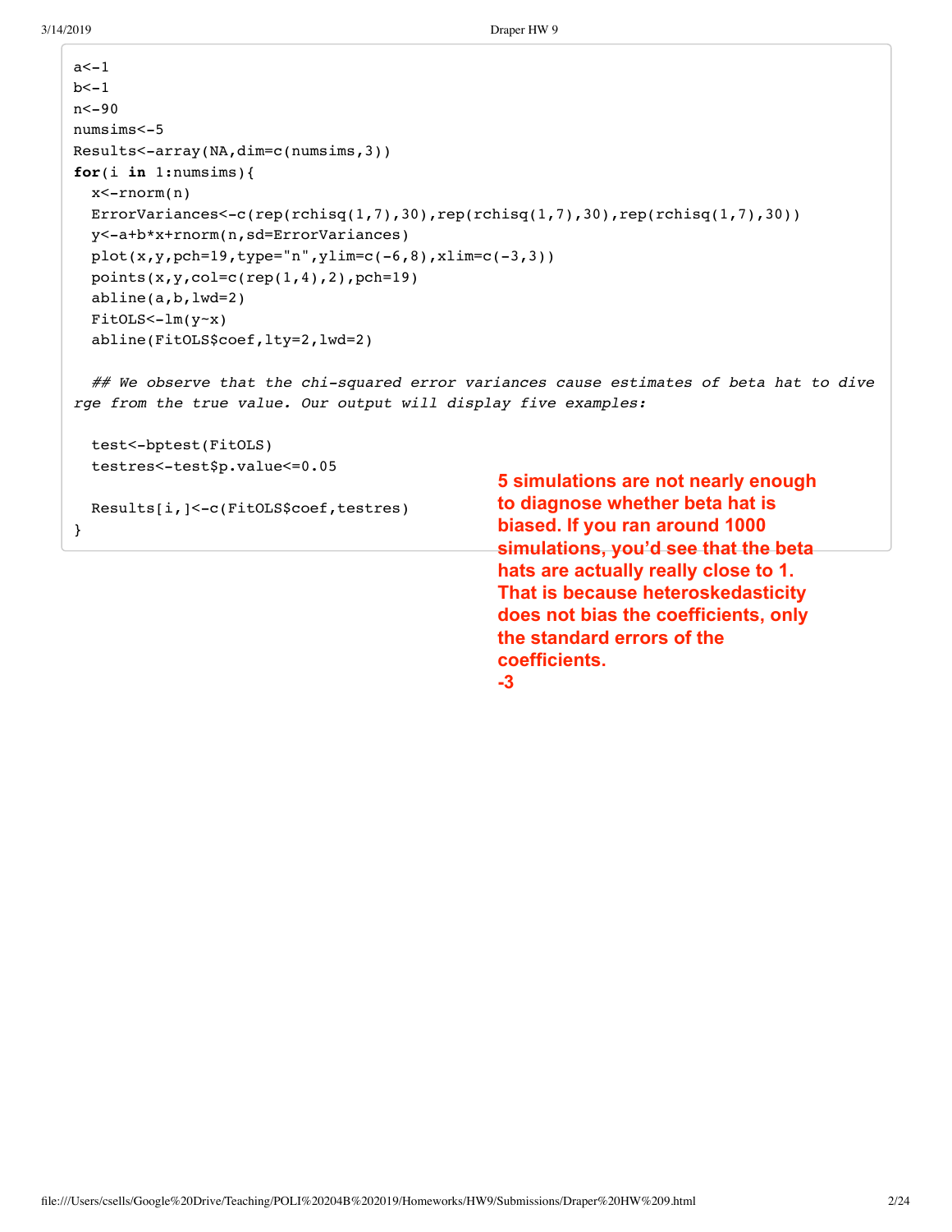```
a<-1
b<-1
n<-90
numsims<-5
Results<-array(NA,dim=c(numsims,3))
for(i in 1:numsims){
  x<-rnorm(n)
  ErrorVariances<-c(rep(rchisq(1,7),30),rep(rchisq(1,7),30),rep(rchisq(1,7),30))
  y<-a+b*x+rnorm(n,sd=ErrorVariances)
  plot(x,y,pch=19,type="n",ylim=c(-6,8),xlim=c(-3,3))
  points(x,y,col=c(rep(1,4),2),pch=19)
  abline(a,b,lwd=2)
  FitOLS<-lm(y~x)
  abline(FitOLS$coef,lty=2,lwd=2)

  ## We observe that the chi-squared error variances cause estimates of beta hat to dive
rge from the true value. Our output will display five examples:

  test<-bptest(FitOLS)
  testres<-test$p.value<=0.05

  Results[i,]<-c(FitOLS$coef,testres)
}
```

**5 simulations are not nearly enough to diagnose whether beta hat is biased. If you ran around 1000 simulations, you'd see that the beta hats are actually really close to 1. That is because heteroskedasticity does not bias the coefficients, only the standard errors of the coefficients.**
**-3**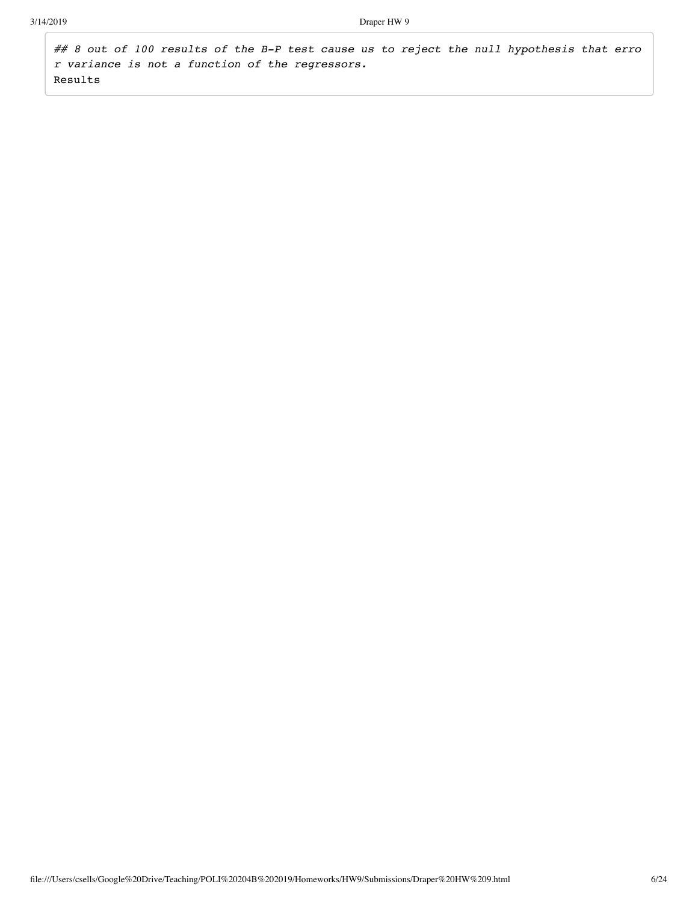```
## 8 out of 100 results of the B-P test cause us to reject the null hypothesis that error variance is not a function of the regressors.
```

Results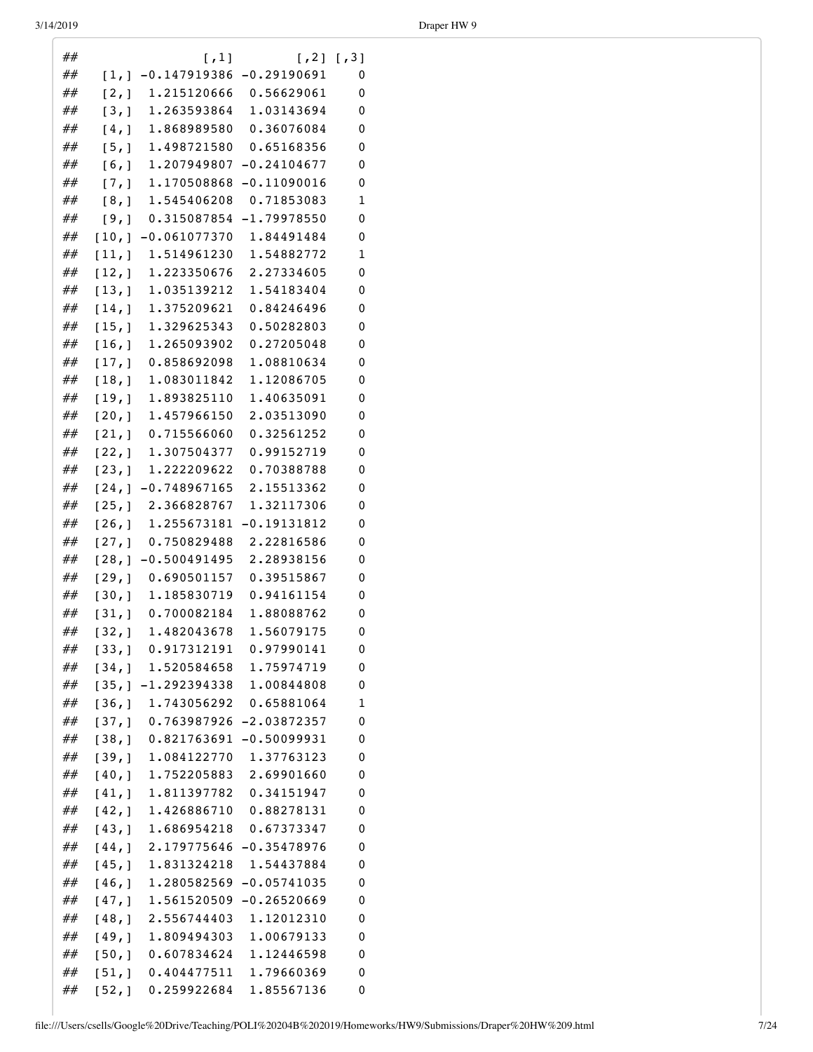```
##             [,1]        [,2] [,3]
##  [1,] -0.147919386 -0.29190691    0
##  [2,]  1.215120666  0.56629061    0
##  [3,]  1.263593864  1.03143694    0
##  [4,]  1.868989580  0.36076084    0
##  [5,]  1.498721580  0.65168356    0
##  [6,]  1.207949807 -0.24104677    0
##  [7,]  1.170508868 -0.11090016    0
##  [8,]  1.545406208  0.71853083    1
##  [9,]  0.315087854 -1.79978550    0
## [10,] -0.061077370  1.84491484    0
## [11,]  1.514961230  1.54882772    1
## [12,]  1.223350676  2.27334605    0
## [13,]  1.035139212  1.54183404    0
## [14,]  1.375209621  0.84246496    0
## [15,]  1.329625343  0.50282803    0
## [16,]  1.265093902  0.27205048    0
## [17,]  0.858692098  1.08810634    0
## [18,]  1.083011842  1.12086705    0
## [19,]  1.893825110  1.40635091    0
## [20,]  1.457966150  2.03513090    0
## [21,]  0.715566060  0.32561252    0
## [22,]  1.307504377  0.99152719    0
## [23,]  1.222209622  0.70388788    0
## [24,] -0.748967165  2.15513362    0
## [25,]  2.366828767  1.32117306    0
## [26,]  1.255673181 -0.19131812    0
## [27,]  0.750829488  2.22816586    0
## [28,] -0.500491495  2.28938156    0
## [29,]  0.690501157  0.39515867    0
## [30,]  1.185830719  0.94161154    0
## [31,]  0.700082184  1.88088762    0
## [32,]  1.482043678  1.56079175    0
## [33,]  0.917312191  0.97990141    0
## [34,]  1.520584658  1.75974719    0
## [35,] -1.292394338  1.00844808    0
## [36,]  1.743056292  0.65881064    1
## [37,]  0.763987926 -2.03872357    0
## [38,]  0.821763691 -0.50099931    0
## [39,]  1.084122770  1.37763123    0
## [40,]  1.752205883  2.69901660    0
## [41,]  1.811397782  0.34151947    0
## [42,]  1.426886710  0.88278131    0
## [43,]  1.686954218  0.67373347    0
## [44,]  2.179775646 -0.35478976    0
## [45,]  1.831324218  1.54437884    0
## [46,]  1.280582569 -0.05741035    0
## [47,]  1.561520509 -0.26520669    0
## [48,]  2.556744403  1.12012310    0
## [49,]  1.809494303  1.00679133    0
## [50,]  0.607834624  1.12446598    0
## [51,]  0.404477511  1.79660369    0
## [52,]  0.259922684  1.85567136    0
```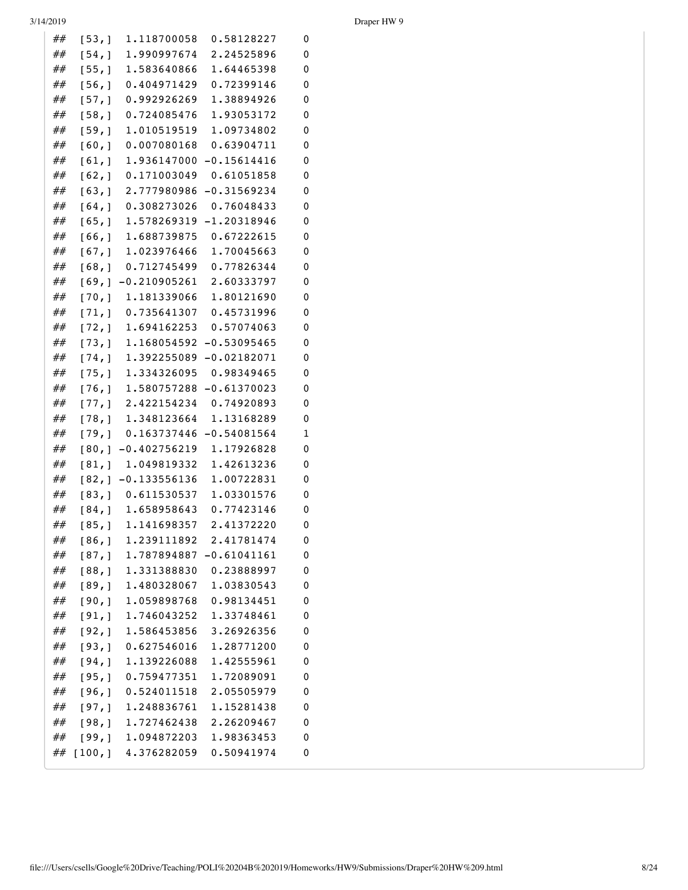```
## [53,]  1.118700058  0.58128227   0
## [54,]  1.990997674  2.24525896   0
## [55,]  1.583640866  1.64465398   0
## [56,]  0.404971429  0.72399146   0
## [57,]  0.992926269  1.38894926   0
## [58,]  0.724085476  1.93053172   0
## [59,]  1.010519519  1.09734802   0
## [60,]  0.007080168  0.63904711   0
## [61,]  1.936147000 -0.15614416   0
## [62,]  0.171003049  0.61051858   0
## [63,]  2.777980986 -0.31569234   0
## [64,]  0.308273026  0.76048433   0
## [65,]  1.578269319 -1.20318946   0
## [66,]  1.688739875  0.67222615   0
## [67,]  1.023976466  1.70045663   0
## [68,]  0.712745499  0.77826344   0
## [69,] -0.210905261  2.60333797   0
## [70,]  1.181339066  1.80121690   0
## [71,]  0.735641307  0.45731996   0
## [72,]  1.694162253  0.57074063   0
## [73,]  1.168054592 -0.53095465   0
## [74,]  1.392255089 -0.02182071   0
## [75,]  1.334326095  0.98349465   0
## [76,]  1.580757288 -0.61370023   0
## [77,]  2.422154234  0.74920893   0
## [78,]  1.348123664  1.13168289   0
## [79,]  0.163737446 -0.54081564   1
## [80,] -0.402756219  1.17926828   0
## [81,]  1.049819332  1.42613236   0
## [82,] -0.133556136  1.00722831   0
## [83,]  0.611530537  1.03301576   0
## [84,]  1.658958643  0.77423146   0
## [85,]  1.141698357  2.41372220   0
## [86,]  1.239111892  2.41781474   0
## [87,]  1.787894887 -0.61041161   0
## [88,]  1.331388830  0.23888997   0
## [89,]  1.480328067  1.03830543   0
## [90,]  1.059898768  0.98134451   0
## [91,]  1.746043252  1.33748461   0
## [92,]  1.586453856  3.26926356   0
## [93,]  0.627546016  1.28771200   0
## [94,]  1.139226088  1.42555961   0
## [95,]  0.759477351  1.72089091   0
## [96,]  0.524011518  2.05505979   0
## [97,]  1.248836761  1.15281438   0
## [98,]  1.727462438  2.26209467   0
## [99,]  1.094872203  1.98363453   0
## [100,]  4.376282059  0.50941974   0
```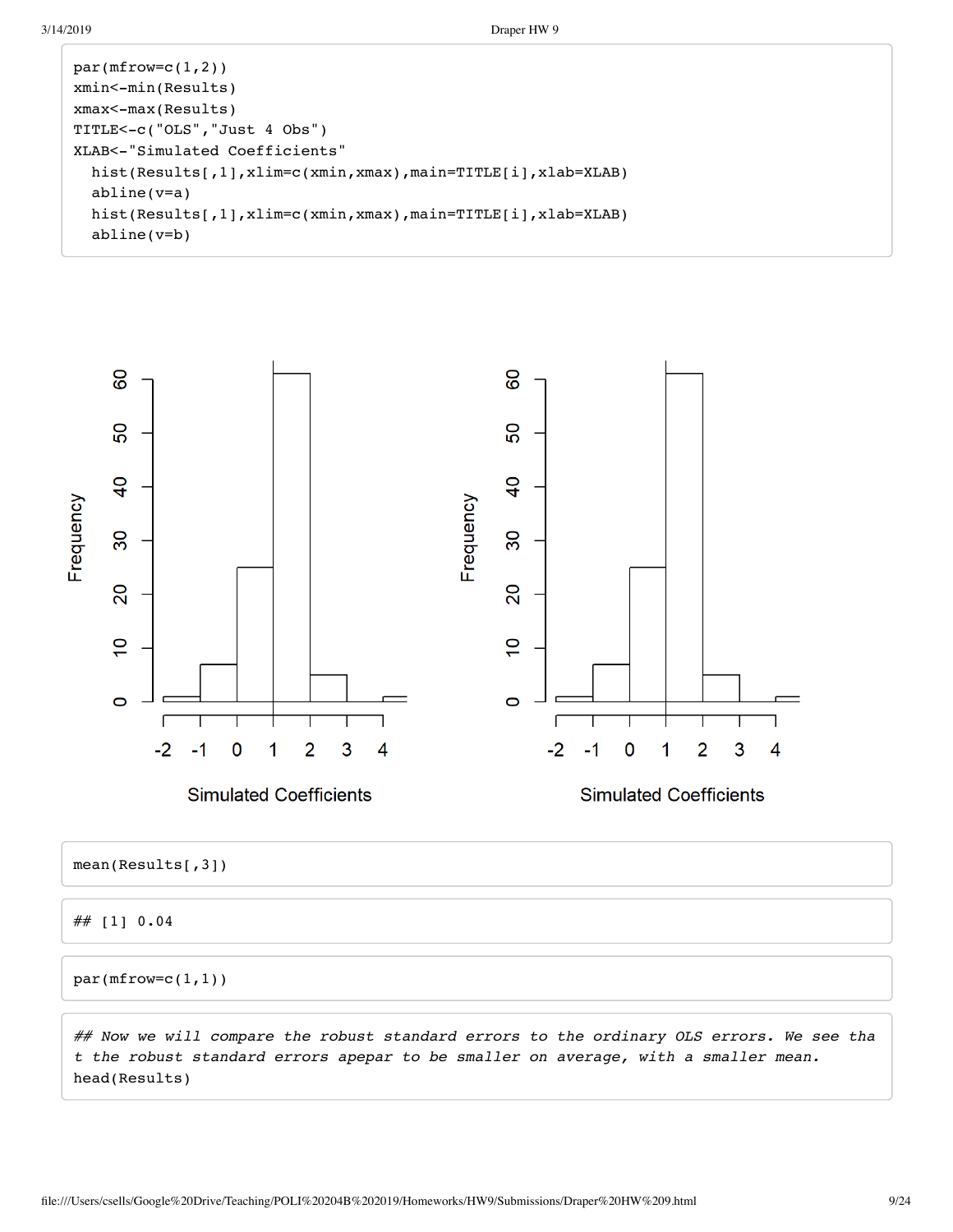```
par(mfrow=c(1,2))
xmin<-min(Results)
xmax<-max(Results)
TITLE<-c("OLS","Just 4 Obs")
XLAB<-"Simulated Coefficients"
  hist(Results[,1],xlim=c(xmin,xmax),main=TITLE[i],xlab=XLAB)
  abline(v=a)
  hist(Results[,1],xlim=c(xmin,xmax),main=TITLE[i],xlab=XLAB)
  abline(v=b)
```

```
mean(Results[,3])
```

```
## [1] 0.04
```

```
par(mfrow=c(1,1))
```

```
## Now we will compare the robust standard errors to the ordinary OLS errors. We see tha
t the robust standard errors apepar to be smaller on average, with a smaller mean.
head(Results)
```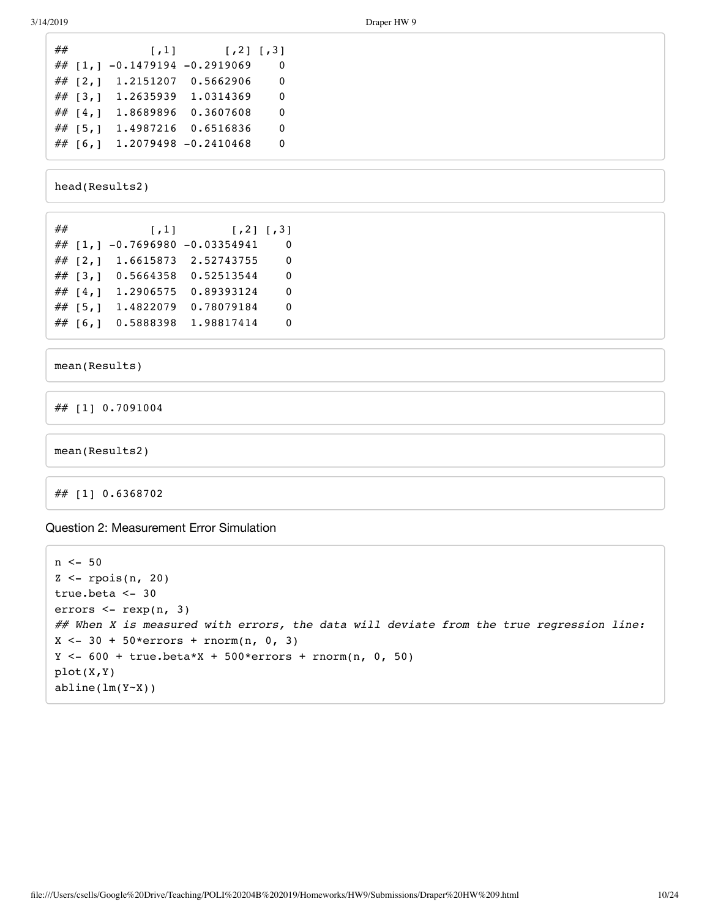```
##             [,1]       [,2] [,3]
## [1,] -0.1479194 -0.2919069    0
## [2,]  1.2151207  0.5662906    0
## [3,]  1.2635939  1.0314369    0
## [4,]  1.8689896  0.3607608    0
## [5,]  1.4987216  0.6516836    0
## [6,]  1.2079498 -0.2410468    0
```

```
head(Results2)
```

```
##             [,1]        [,2] [,3]
## [1,] -0.7696980 -0.03354941    0
## [2,]  1.6615873  2.52743755    0
## [3,]  0.5664358  0.52513544    0
## [4,]  1.2906575  0.89393124    0
## [5,]  1.4822079  0.78079184    0
## [6,]  0.5888398  1.98817414    0
```

```
mean(Results)
```

```
## [1] 0.7091004
```

```
mean(Results2)
```

```
## [1] 0.6368702
```

### Question 2: Measurement Error Simulation

```
n <- 50
Z <- rpois(n, 20)
true.beta <- 30
errors <- rexp(n, 3)
## When X is measured with errors, the data will deviate from the true regression line:
X <- 30 + 50*errors + rnorm(n, 0, 3)
Y <- 600 + true.beta*X + 500*errors + rnorm(n, 0, 50)
plot(X,Y)
abline(lm(Y~X))
```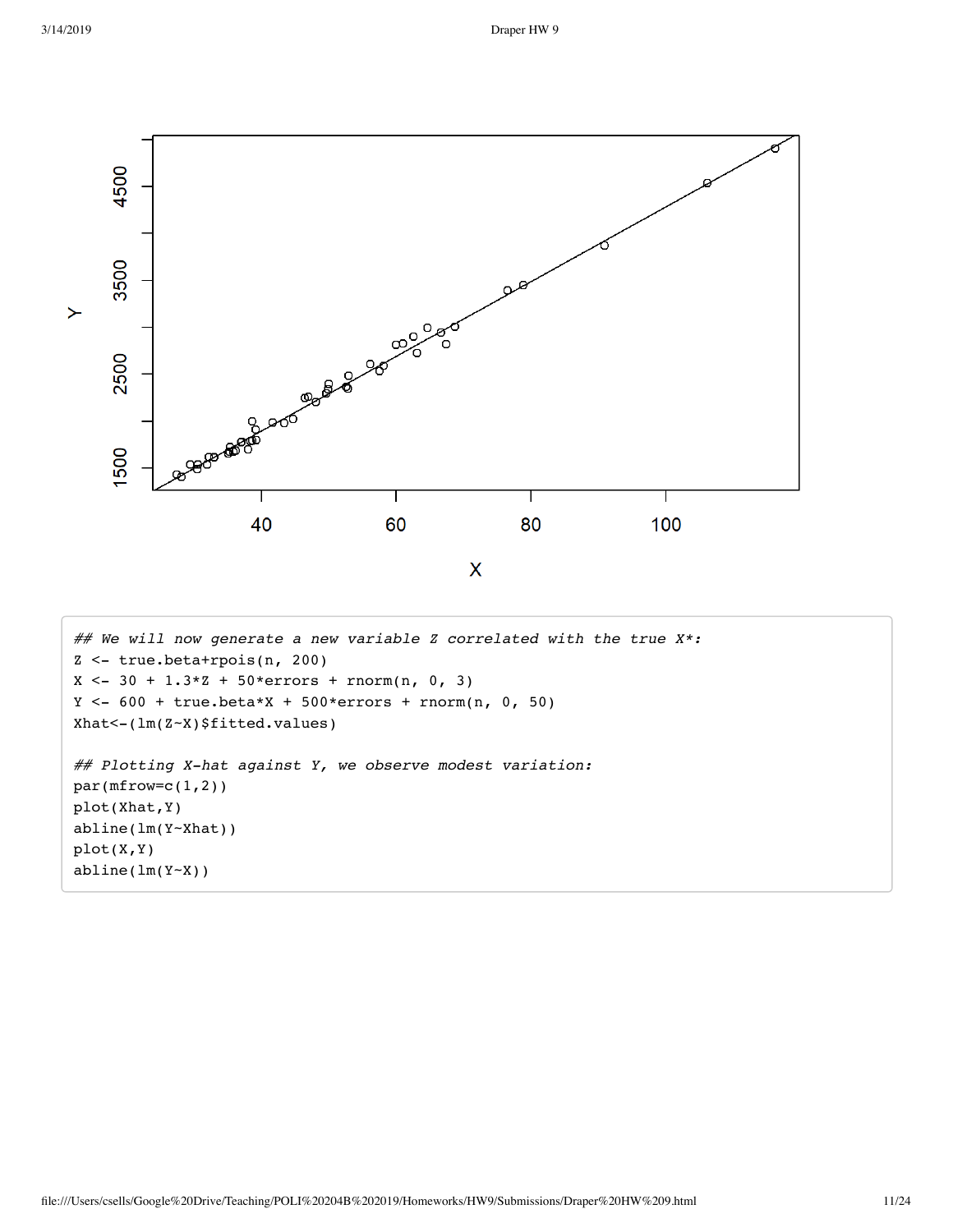```
## We will now generate a new variable Z correlated with the true X*:
Z <- true.beta+rpois(n, 200)
X <- 30 + 1.3*Z + 50*errors + rnorm(n, 0, 3)
Y <- 600 + true.beta*X + 500*errors + rnorm(n, 0, 50)
Xhat<-(lm(Z~X)$fitted.values)

## Plotting X-hat against Y, we observe modest variation:
par(mfrow=c(1,2))
plot(Xhat,Y)
abline(lm(Y~Xhat))
plot(X,Y)
abline(lm(Y~X))
```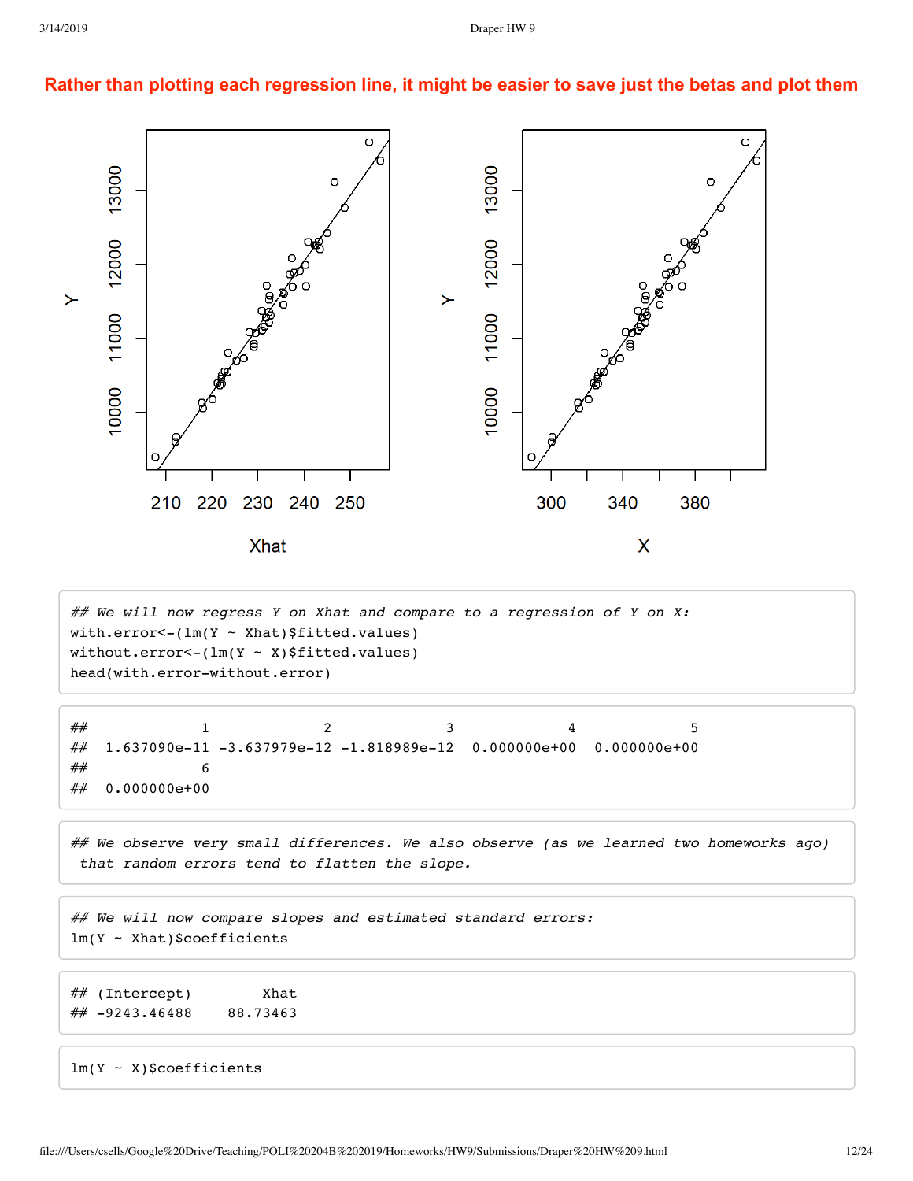**Rather than plotting each regression line, it might be easier to save just the betas and plot them**

```
## We will now regress Y on Xhat and compare to a regression of Y on X:
with.error<-(lm(Y ~ Xhat)$fitted.values)
without.error<-(lm(Y ~ X)$fitted.values)
head(with.error-without.error)
```

```
##             1             2             3             4             5 
##  1.637090e-11 -3.637979e-12 -1.818989e-12  0.000000e+00  0.000000e+00 
##             6 
##  0.000000e+00
```

```
## We observe very small differences. We also observe (as we learned two homeworks ago)
 that random errors tend to flatten the slope.
```

```
## We will now compare slopes and estimated standard errors:
lm(Y ~ Xhat)$coefficients
```

```
## (Intercept)        Xhat 
## -9243.46488    88.73463
```

```
lm(Y ~ X)$coefficients
```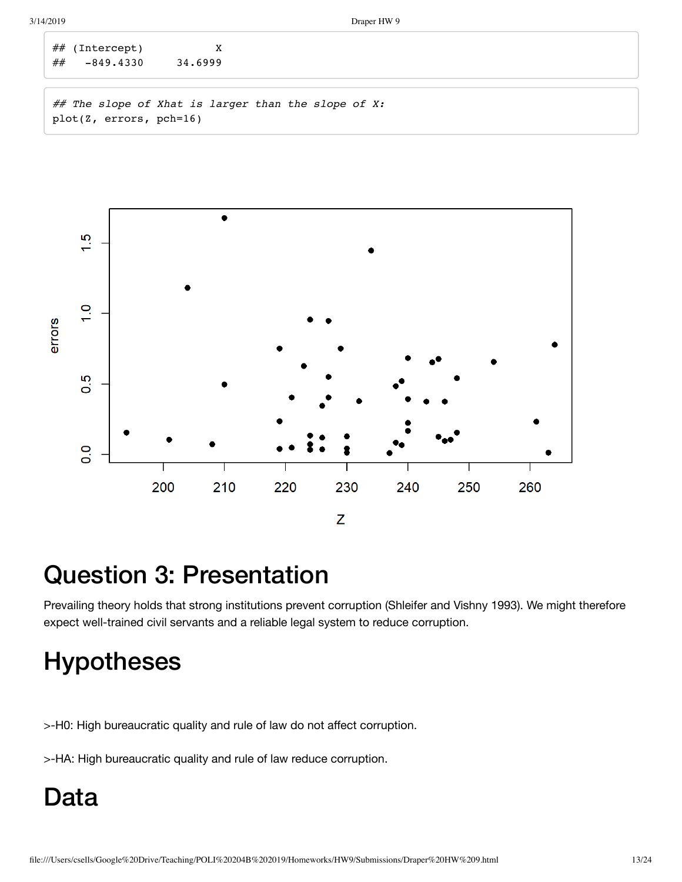```
## (Intercept)           X
##   -849.4330     34.6999
```

```
## The slope of Xhat is larger than the slope of X:
plot(Z, errors, pch=16)
```

# Question 3: Presentation

Prevailing theory holds that strong institutions prevent corruption (Shleifer and Vishny 1993). We might therefore expect well-trained civil servants and a reliable legal system to reduce corruption.

# Hypotheses

>-H0: High bureaucratic quality and rule of law do not affect corruption.

>-HA: High bureaucratic quality and rule of law reduce corruption.

# Data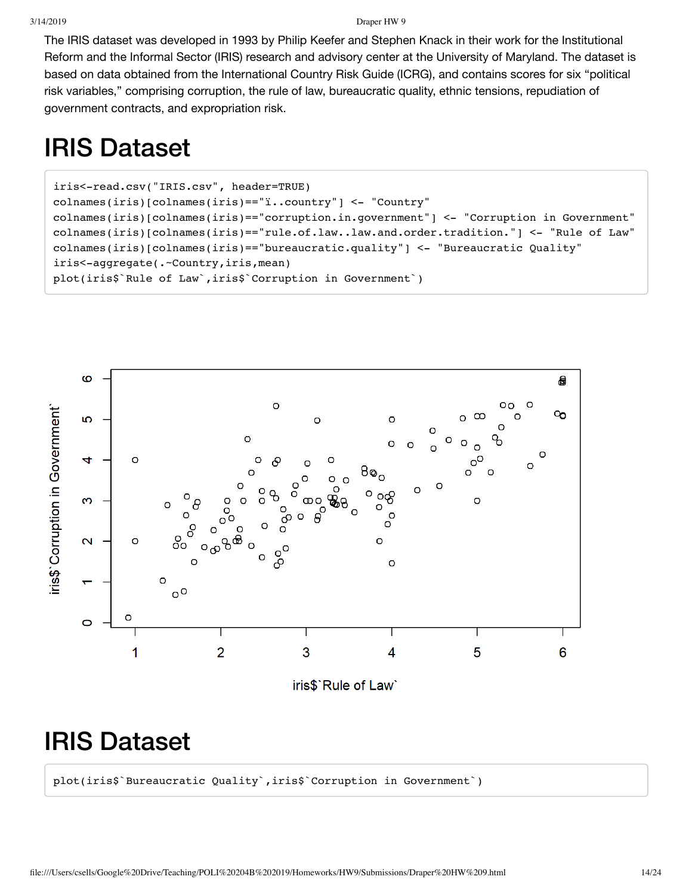The IRIS dataset was developed in 1993 by Philip Keefer and Stephen Knack in their work for the Institutional Reform and the Informal Sector (IRIS) research and advisory center at the University of Maryland. The dataset is based on data obtained from the International Country Risk Guide (ICRG), and contains scores for six "political risk variables," comprising corruption, the rule of law, bureaucratic quality, ethnic tensions, repudiation of government contracts, and expropriation risk.

# IRIS Dataset

```
iris<-read.csv("IRIS.csv", header=TRUE)
colnames(iris)[colnames(iris)=="ï..country"] <- "Country"
colnames(iris)[colnames(iris)=="corruption.in.government"] <- "Corruption in Government"
colnames(iris)[colnames(iris)=="rule.of.law..law.and.order.tradition."] <- "Rule of Law"
colnames(iris)[colnames(iris)=="bureaucratic.quality"] <- "Bureaucratic Quality"
iris<-aggregate(.~Country,iris,mean)
plot(iris$`Rule of Law`,iris$`Corruption in Government`)
```

# IRIS Dataset

```
plot(iris$`Bureaucratic Quality`,iris$`Corruption in Government`)
```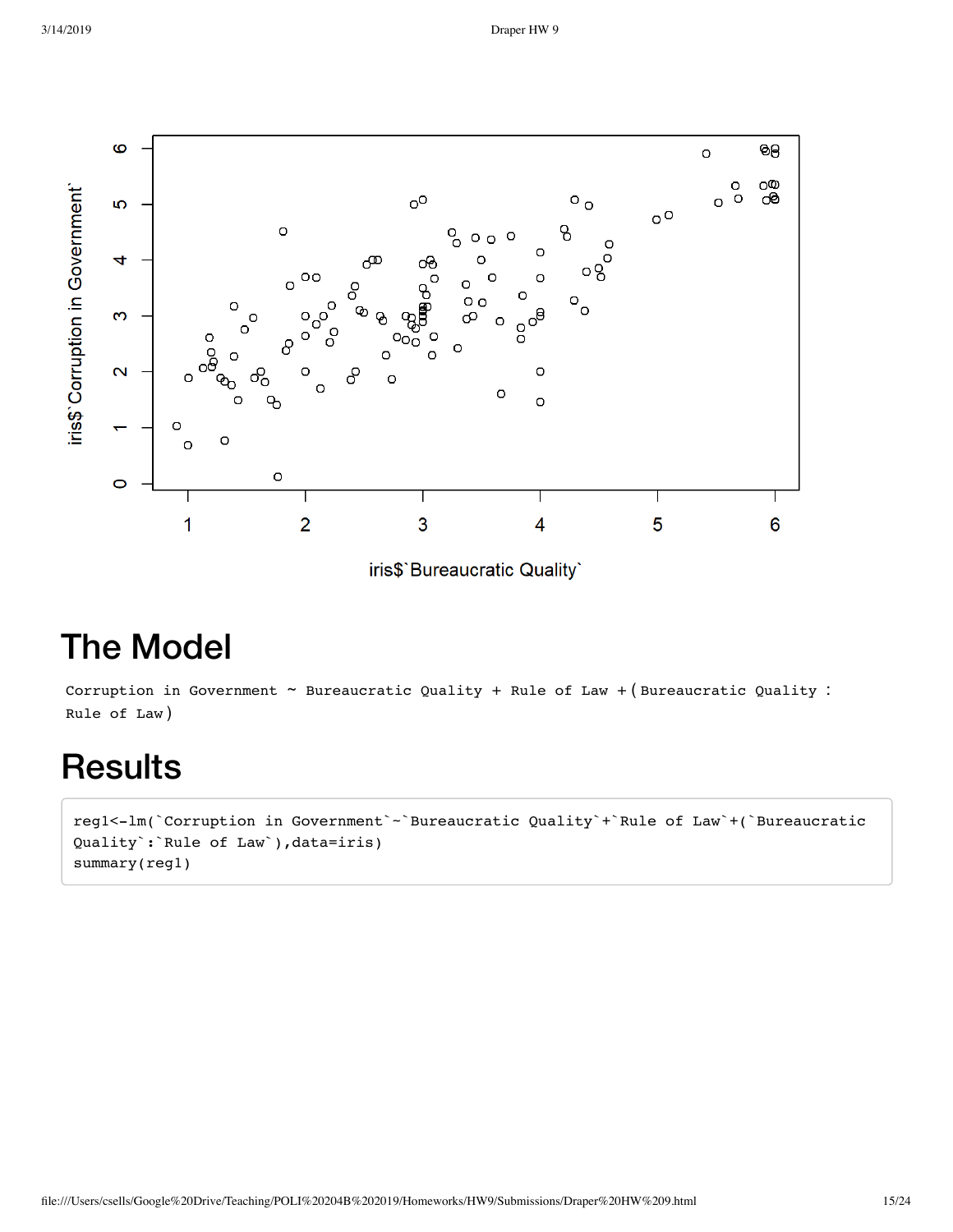# The Model

```
Corruption in Government ~ Bureaucratic Quality + Rule of Law + ( Bureaucratic Quality :
Rule of Law )
```

# Results

```
reg1<-lm(`Corruption in Government`~`Bureaucratic Quality`+`Rule of Law`+(`Bureaucratic
Quality`:`Rule of Law`),data=iris)
summary(reg1)
```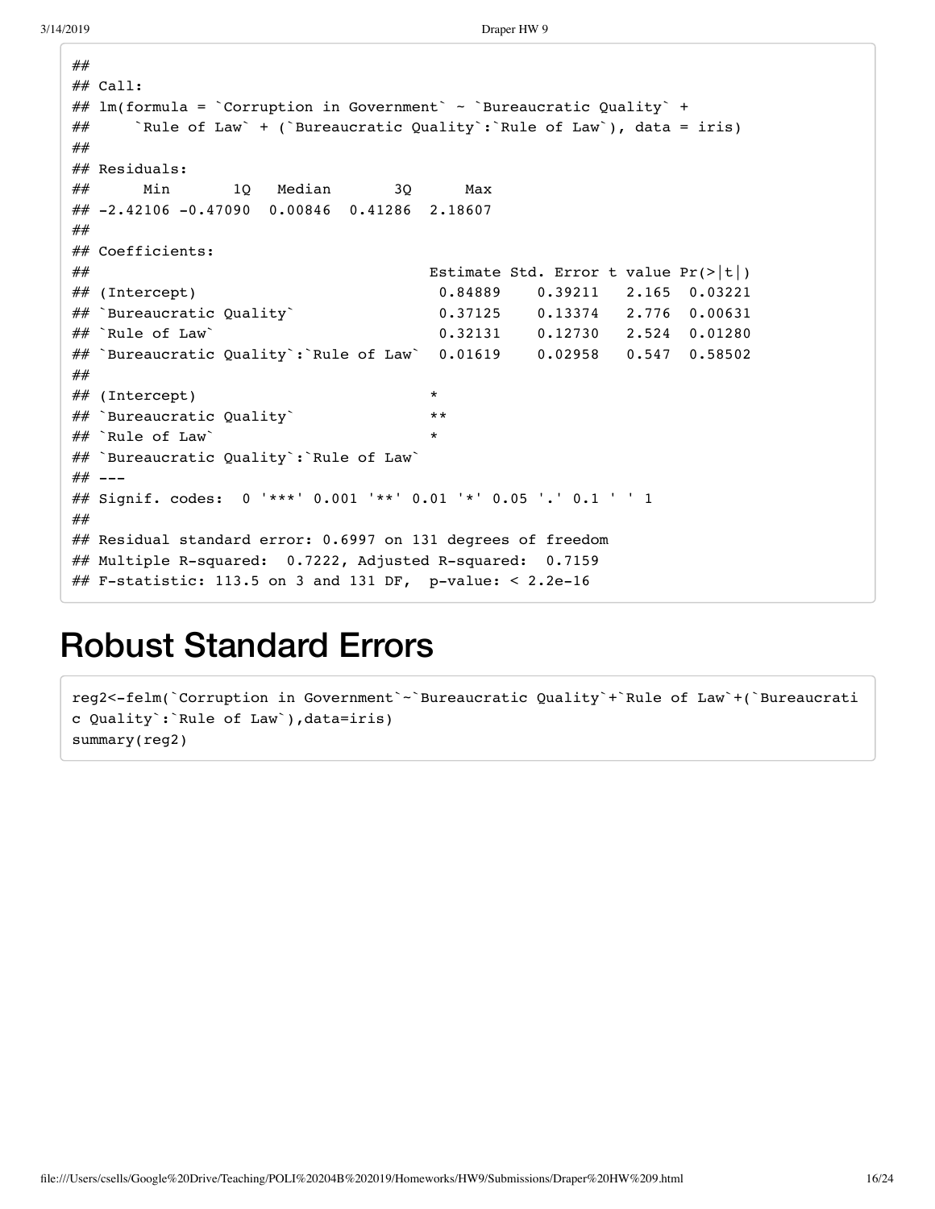```
##
## Call:
## lm(formula = `Corruption in Government` ~ `Bureaucratic Quality` +
##     `Rule of Law` + (`Bureaucratic Quality`:`Rule of Law`), data = iris)
##
## Residuals:
##      Min       1Q   Median       3Q      Max
## -2.42106 -0.47090  0.00846  0.41286  2.18607
##
## Coefficients:
##                                    Estimate Std. Error t value Pr(>|t|)
## (Intercept)                         0.84889    0.39211   2.165  0.03221
## `Bureaucratic Quality`              0.37125    0.13374   2.776  0.00631
## `Rule of Law`                       0.32131    0.12730   2.524  0.01280
## `Bureaucratic Quality`:`Rule of Law`  0.01619    0.02958   0.547  0.58502
##
## (Intercept)                        *
## `Bureaucratic Quality`             **
## `Rule of Law`                      *
## `Bureaucratic Quality`:`Rule of Law`
## ---
## Signif. codes:  0 '***' 0.001 '**' 0.01 '*' 0.05 '.' 0.1 ' ' 1
##
## Residual standard error: 0.6997 on 131 degrees of freedom
## Multiple R-squared:  0.7222, Adjusted R-squared:  0.7159
## F-statistic: 113.5 on 3 and 131 DF,  p-value: < 2.2e-16
```

# Robust Standard Errors

```
reg2<-felm(`Corruption in Government`~`Bureaucratic Quality`+`Rule of Law`+(`Bureaucrati
c Quality`:`Rule of Law`),data=iris)
summary(reg2)
```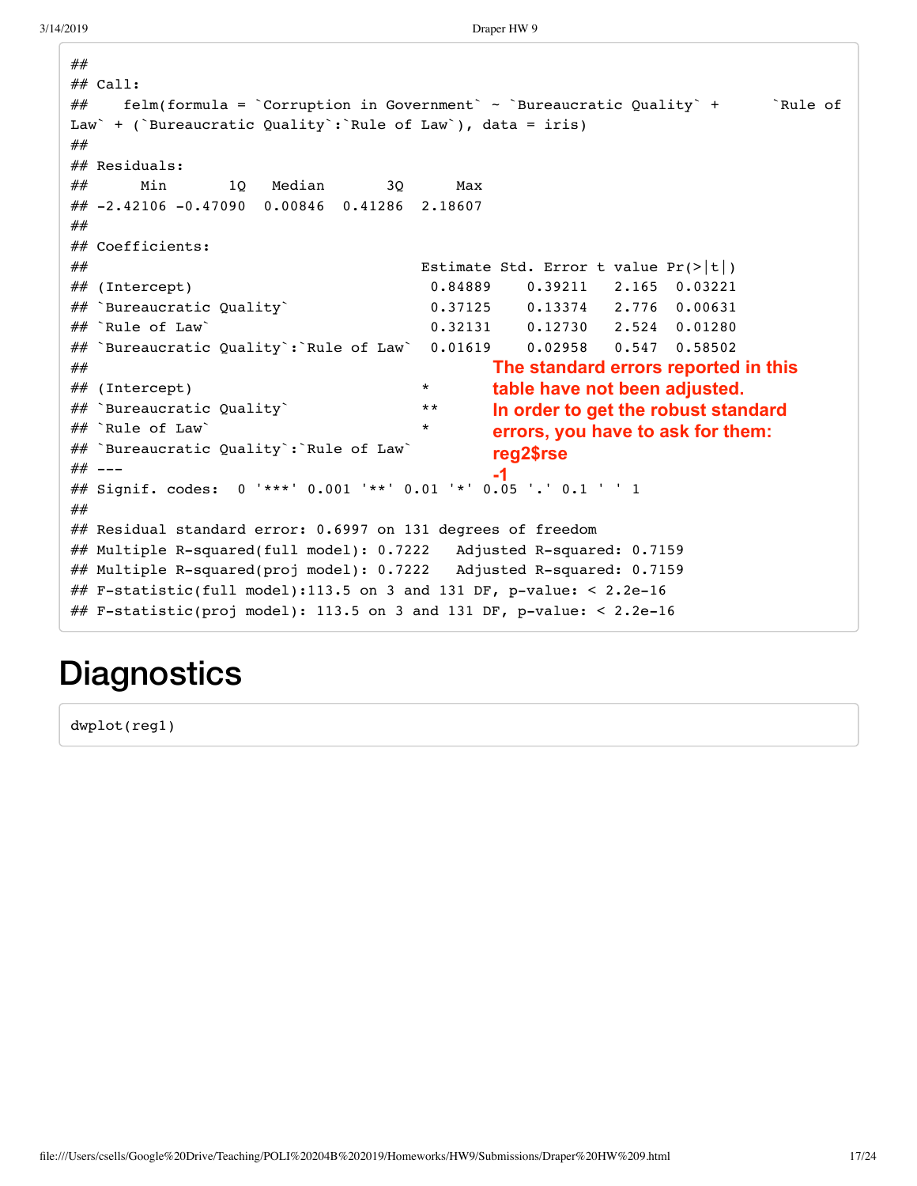```
##
## Call:
##    felm(formula = `Corruption in Government` ~ `Bureaucratic Quality` +      `Rule of 
Law` + (`Bureaucratic Quality`:`Rule of Law`), data = iris)
##
## Residuals:
##      Min       1Q   Median       3Q      Max 
## -2.42106 -0.47090  0.00846  0.41286  2.18607 
##
## Coefficients:
##                                     Estimate Std. Error t value Pr(>|t|)
## (Intercept)                          0.84889    0.39211   2.165  0.03221
## `Bureaucratic Quality`               0.37125    0.13374   2.776  0.00631
## `Rule of Law`                        0.32131    0.12730   2.524  0.01280
## `Bureaucratic Quality`:`Rule of Law`  0.01619    0.02958   0.547  0.58502
##
## (Intercept)                         *  
## `Bureaucratic Quality`              ** 
## `Rule of Law`                       *  
## `Bureaucratic Quality`:`Rule of Law`   
## ---
## Signif. codes:  0 '***' 0.001 '**' 0.01 '*' 0.05 '.' 0.1 ' ' 1
##
## Residual standard error: 0.6997 on 131 degrees of freedom
## Multiple R-squared(full model): 0.7222   Adjusted R-squared: 0.7159 
## Multiple R-squared(proj model): 0.7222   Adjusted R-squared: 0.7159 
## F-statistic(full model):113.5 on 3 and 131 DF, p-value: < 2.2e-16 
## F-statistic(proj model): 113.5 on 3 and 131 DF, p-value: < 2.2e-16
```

**The standard errors reported in this table have not been adjusted. In order to get the robust standard errors, you have to ask for them: reg2$rse**
**-1**

# Diagnostics

```
dwplot(reg1)
```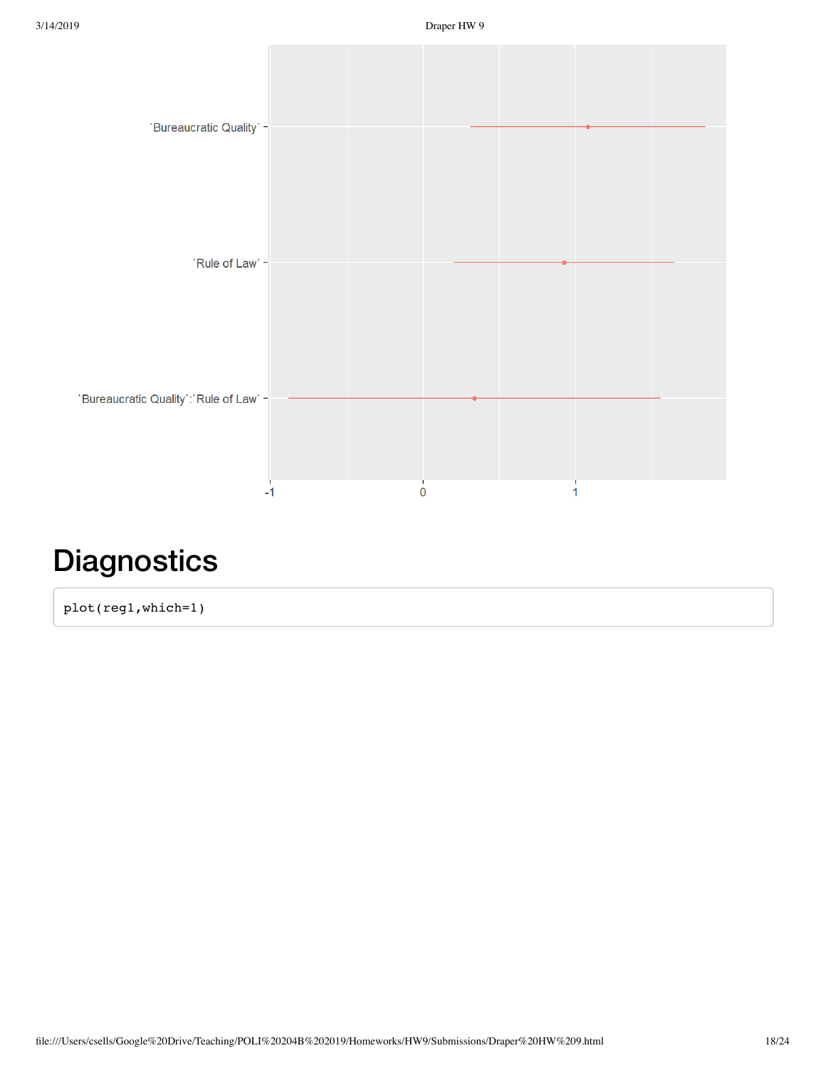# Diagnostics

```
plot(reg1,which=1)
```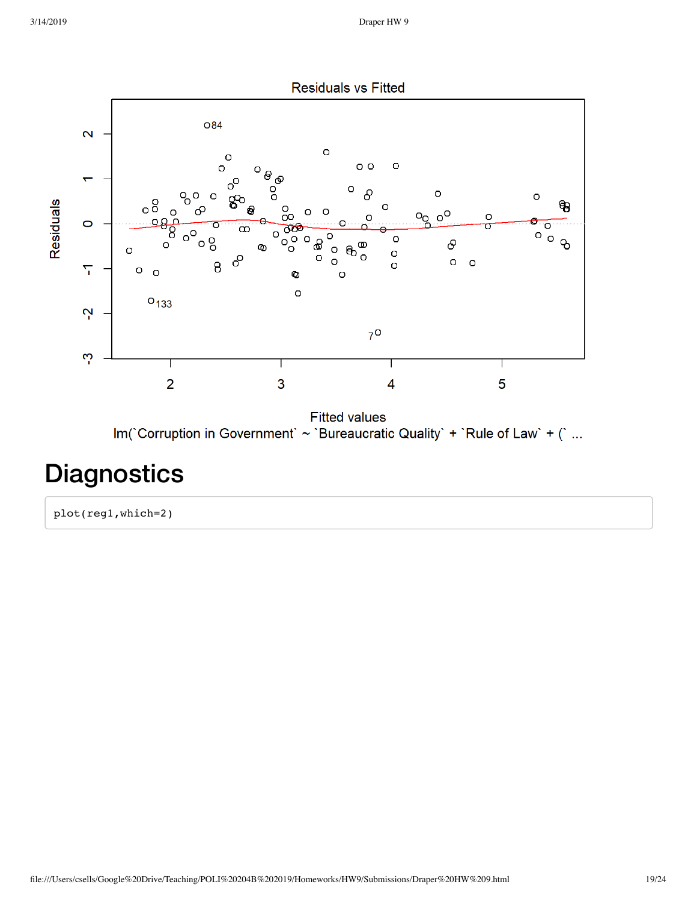# Diagnostics

```
plot(reg1,which=2)
```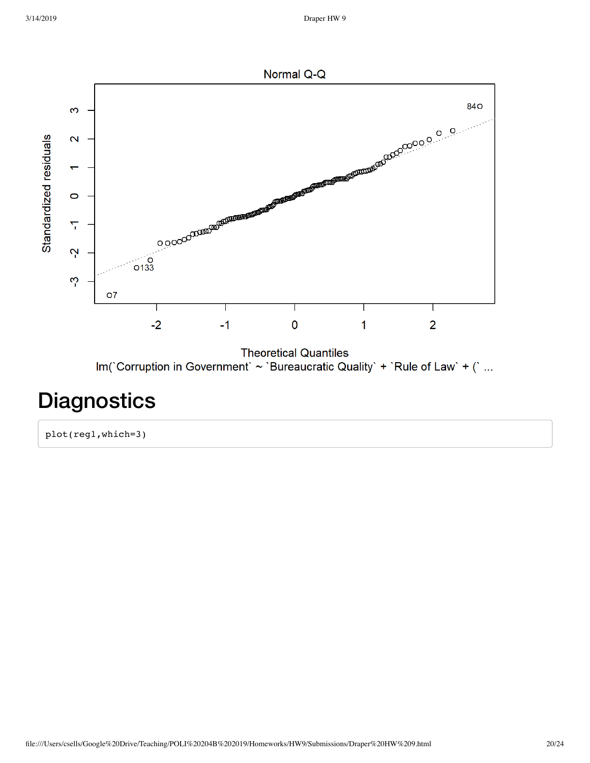# Diagnostics

```
plot(reg1,which=3)
```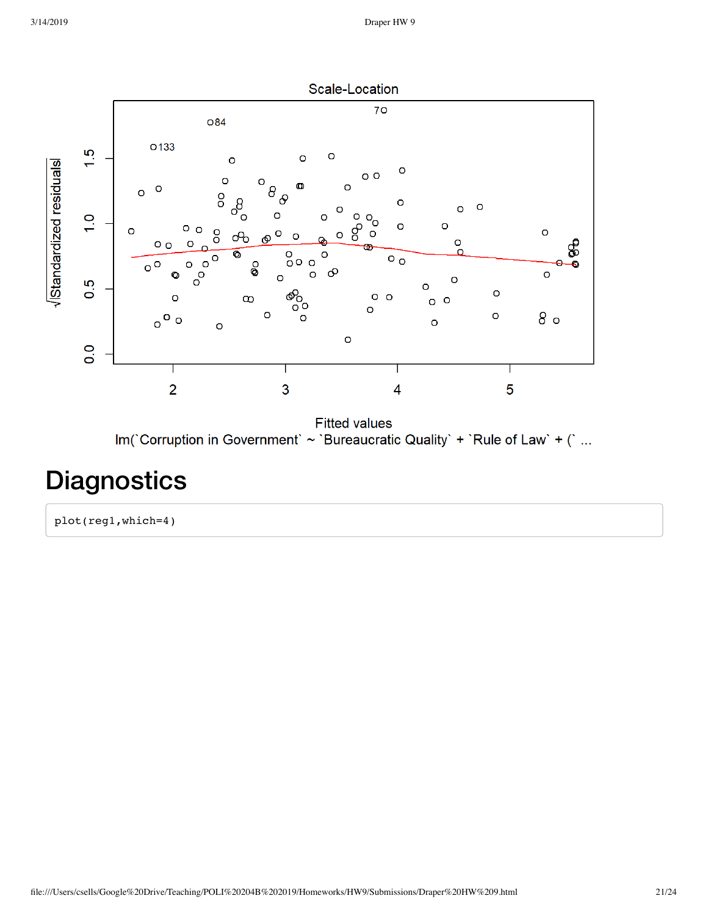Scale-Location

Fitted values
lm(`Corruption in Government` ~ `Bureaucratic Quality` + `Rule of Law` + (` ...

# Diagnostics

```
plot(reg1,which=4)
```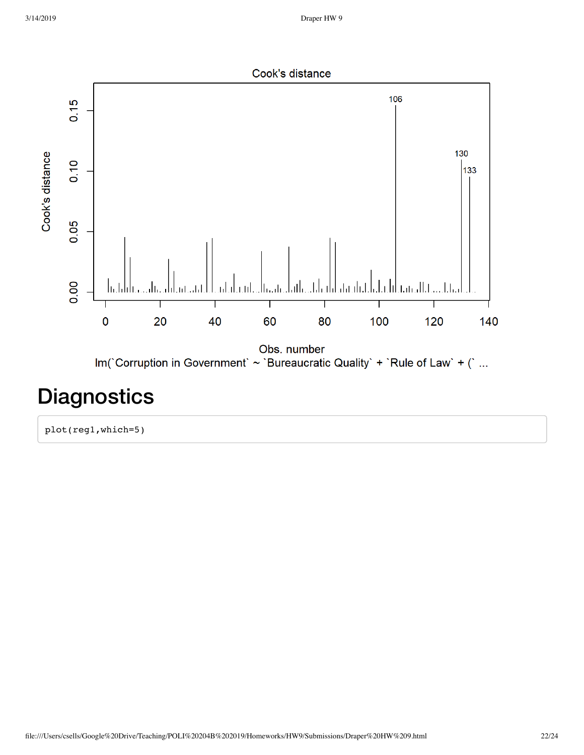# Diagnostics

```
plot(reg1,which=5)
```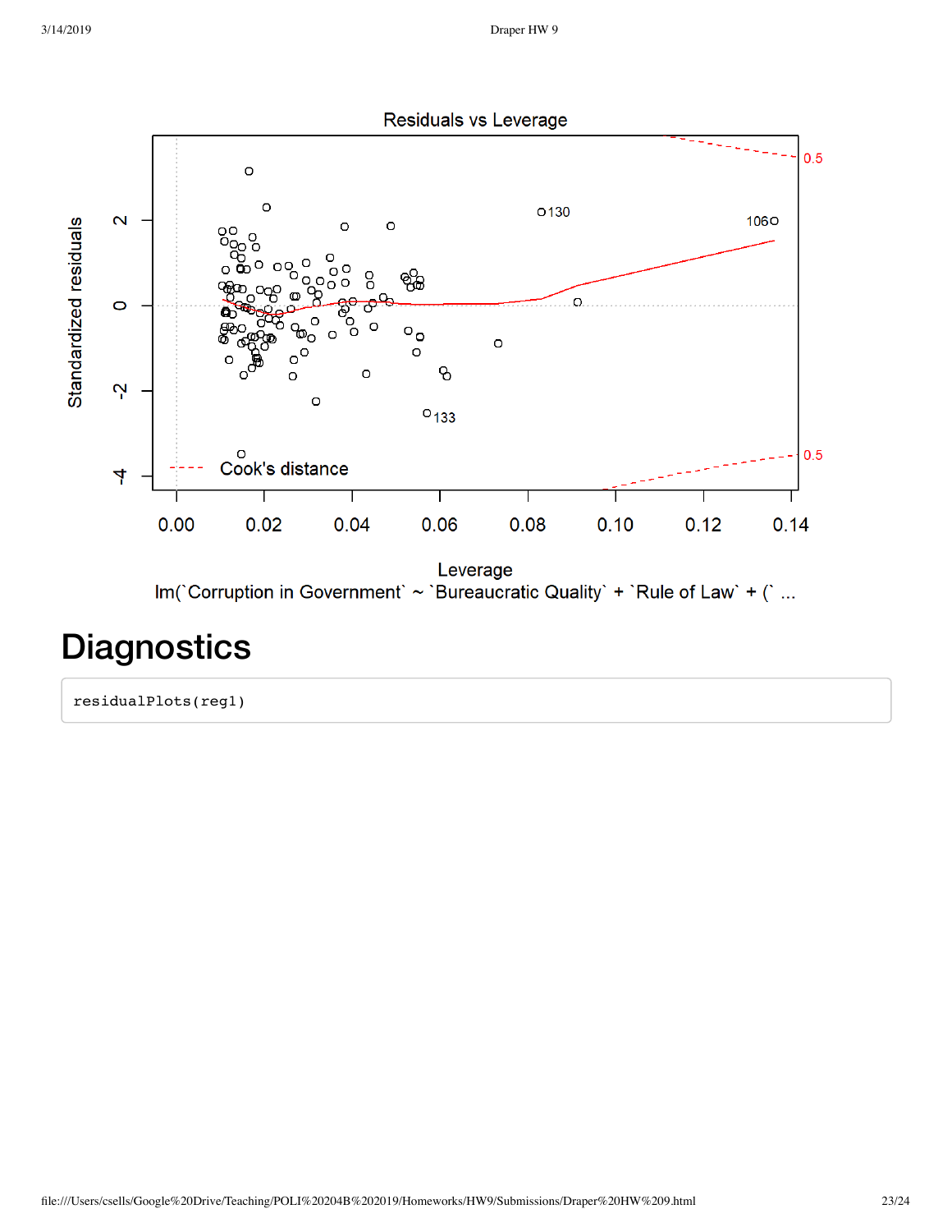## Diagnostics

```
residualPlots(reg1)
```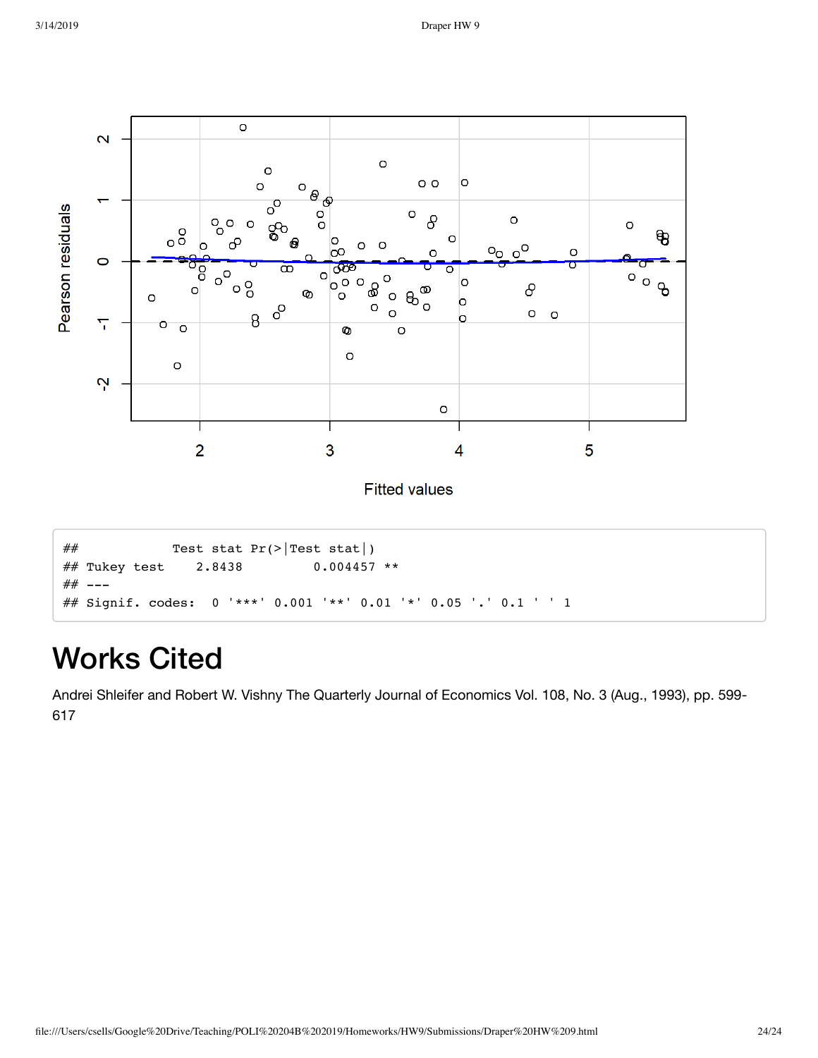Pearson residuals

2

1

0

-1

-2

2

3

4

5

Fitted values

```
##             Test stat Pr(>|Test stat|)
## Tukey test     2.8438         0.004457 **
## ---
## Signif. codes:  0 '***' 0.001 '**' 0.01 '*' 0.05 '.' 0.1 ' ' 1
```

# Works Cited

Andrei Shleifer and Robert W. Vishny The Quarterly Journal of Economics Vol. 108, No. 3 (Aug., 1993), pp. 599-617